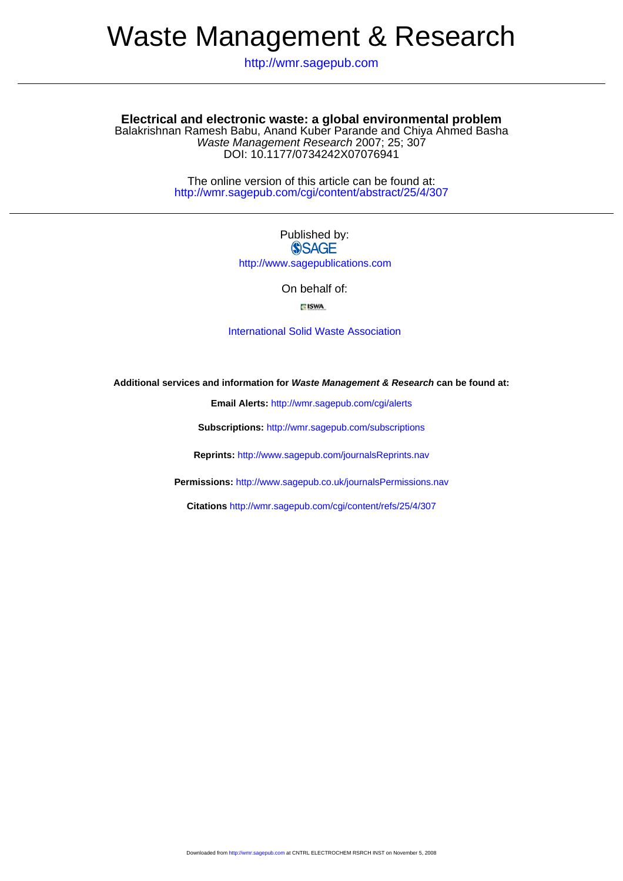# Waste Management & Research

http://wmr.sagepub.com

## Electrical and electronic waste: a global environmental problem

Balakrishnan Ramesh Babu, Anand Kuber Parande and Chiya Ahmed Basha

*Waste Management Research* 2007; 25; 307

DOI: 10.1177/0734242X07076941

The online version of this article can be found at:
http://wmr.sagepub.com/cgi/content/abstract/25/4/307

Published by:
SAGE
http://www.sagepublications.com

On behalf of:

ISWA

International Solid Waste Association

**Additional services and information for *Waste Management & Research* can be found at:**

**Email Alerts:** http://wmr.sagepub.com/cgi/alerts

**Subscriptions:** http://wmr.sagepub.com/subscriptions

**Reprints:** http://www.sagepub.com/journalsReprints.nav

**Permissions:** http://www.sagepub.co.uk/journalsPermissions.nav

**Citations** http://wmr.sagepub.com/cgi/content/refs/25/4/307

Downloaded from http://wmr.sagepub.com at CNTRL ELECTROCHEM RSRCH INST on November 5, 2008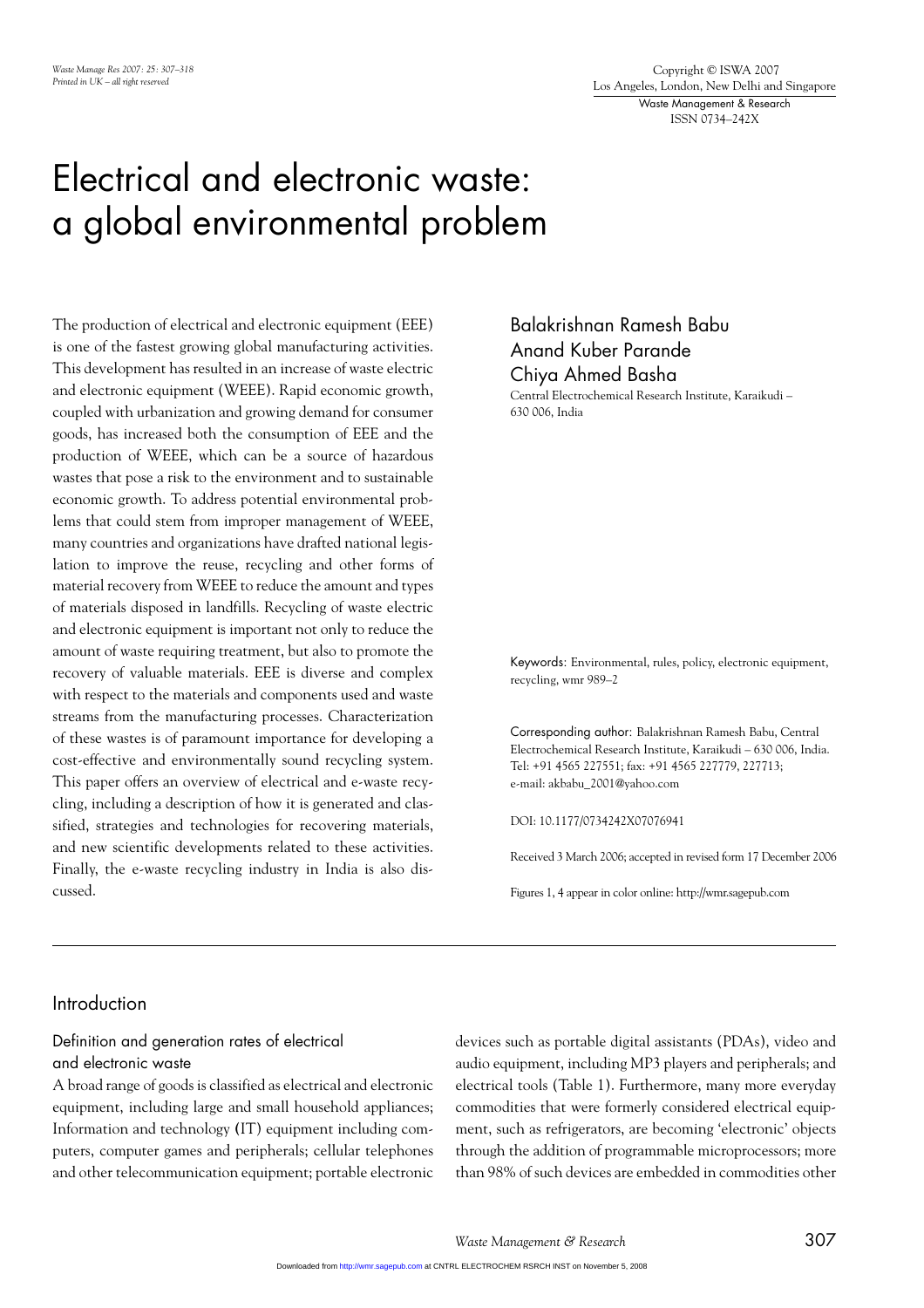# Electrical and electronic waste: a global environmental problem

The production of electrical and electronic equipment (EEE) is one of the fastest growing global manufacturing activities. This development has resulted in an increase of waste electric and electronic equipment (WEEE). Rapid economic growth, coupled with urbanization and growing demand for consumer goods, has increased both the consumption of EEE and the production of WEEE, which can be a source of hazardous wastes that pose a risk to the environment and to sustainable economic growth. To address potential environmental problems that could stem from improper management of WEEE, many countries and organizations have drafted national legislation to improve the reuse, recycling and other forms of material recovery from WEEE to reduce the amount and types of materials disposed in landfills. Recycling of waste electric and electronic equipment is important not only to reduce the amount of waste requiring treatment, but also to promote the recovery of valuable materials. EEE is diverse and complex with respect to the materials and components used and waste streams from the manufacturing processes. Characterization of these wastes is of paramount importance for developing a cost-effective and environmentally sound recycling system. This paper offers an overview of electrical and e-waste recycling, including a description of how it is generated and classified, strategies and technologies for recovering materials, and new scientific developments related to these activities. Finally, the e-waste recycling industry in India is also discussed.

Balakrishnan Ramesh Babu
Anand Kuber Parande
Chiya Ahmed Basha
Central Electrochemical Research Institute, Karaikudi – 630 006, India

Keywords: Environmental, rules, policy, electronic equipment, recycling, wmr 989–2

Corresponding author: Balakrishnan Ramesh Babu, Central Electrochemical Research Institute, Karaikudi – 630 006, India. Tel: +91 4565 227551; fax: +91 4565 227779, 227713; e-mail: akbabu_2001@yahoo.com

DOI: 10.1177/0734242X07076941

Received 3 March 2006; accepted in revised form 17 December 2006

Figures 1, 4 appear in color online: http://wmr.sagepub.com

## Introduction

### Definition and generation rates of electrical and electronic waste

A broad range of goods is classified as electrical and electronic equipment, including large and small household appliances; Information and technology (IT) equipment including computers, computer games and peripherals; cellular telephones and other telecommunication equipment; portable electronic devices such as portable digital assistants (PDAs), video and audio equipment, including MP3 players and peripherals; and electrical tools (Table 1). Furthermore, many more everyday commodities that were formerly considered electrical equipment, such as refrigerators, are becoming 'electronic' objects through the addition of programmable microprocessors; more than 98% of such devices are embedded in commodities other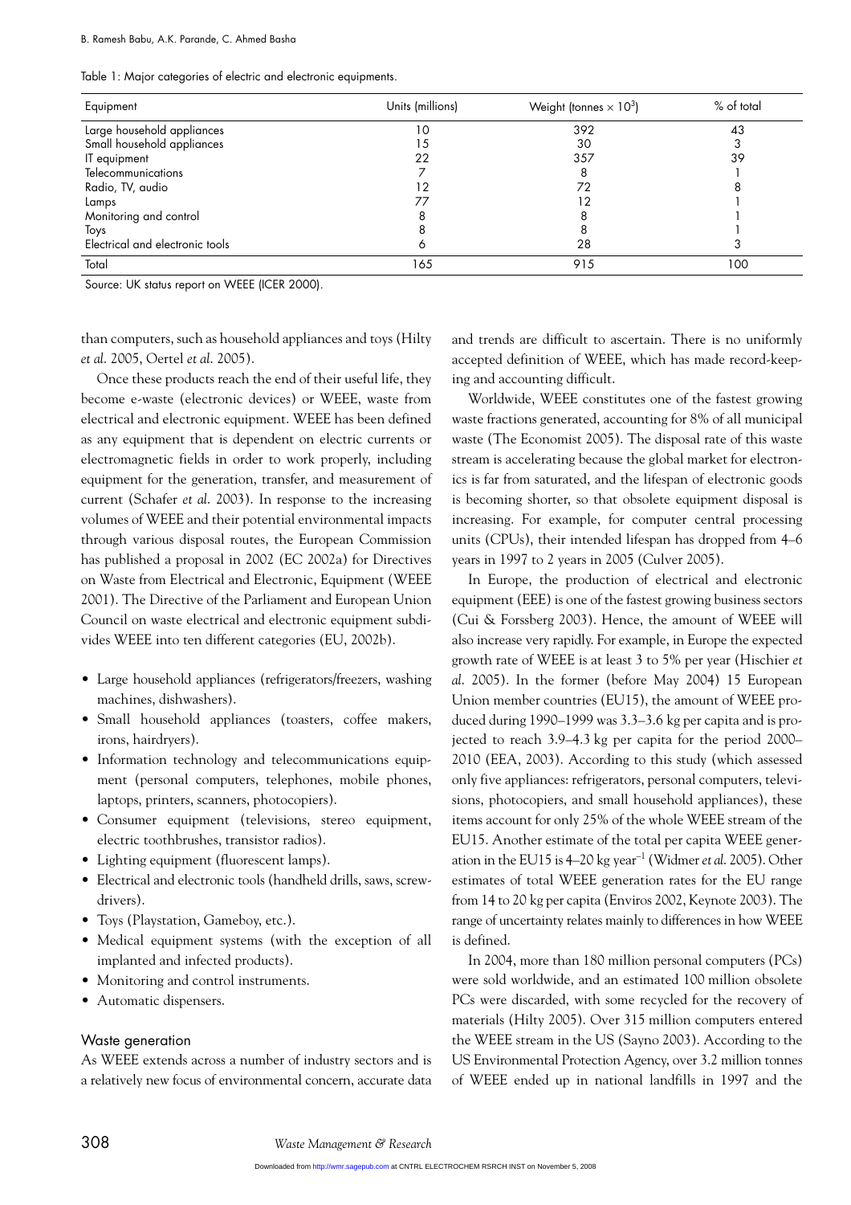Table 1: Major categories of electric and electronic equipments.

| Equipment | Units (millions) | Weight (tonnes × $10^3$) | % of total |
|---|---|---|---|
| Large household appliances | 10 | 392 | 43 |
| Small household appliances | 15 | 30 | 3 |
| IT equipment | 22 | 357 | 39 |
| Telecommunications | 7 | 8 | 1 |
| Radio, TV, audio | 12 | 72 | 8 |
| Lamps | 77 | 12 | 1 |
| Monitoring and control | 8 | 8 | 1 |
| Toys | 8 | 8 | 1 |
| Electrical and electronic tools | 6 | 28 | 3 |
| Total | 165 | 915 | 100 |

Source: UK status report on WEEE (ICER 2000).

than computers, such as household appliances and toys (Hilty *et al.* 2005, Oertel *et al.* 2005).

Once these products reach the end of their useful life, they become e-waste (electronic devices) or WEEE, waste from electrical and electronic equipment. WEEE has been defined as any equipment that is dependent on electric currents or electromagnetic fields in order to work properly, including equipment for the generation, transfer, and measurement of current (Schafer *et al.* 2003). In response to the increasing volumes of WEEE and their potential environmental impacts through various disposal routes, the European Commission has published a proposal in 2002 (EC 2002a) for Directives on Waste from Electrical and Electronic, Equipment (WEEE 2001). The Directive of the Parliament and European Union Council on waste electrical and electronic equipment subdivides WEEE into ten different categories (EU, 2002b).

- Large household appliances (refrigerators/freezers, washing machines, dishwashers).
- Small household appliances (toasters, coffee makers, irons, hairdryers).
- Information technology and telecommunications equipment (personal computers, telephones, mobile phones, laptops, printers, scanners, photocopiers).
- Consumer equipment (televisions, stereo equipment, electric toothbrushes, transistor radios).
- Lighting equipment (fluorescent lamps).
- Electrical and electronic tools (handheld drills, saws, screwdrivers).
- Toys (Playstation, Gameboy, etc.).
- Medical equipment systems (with the exception of all implanted and infected products).
- Monitoring and control instruments.
- Automatic dispensers.

## Waste generation

As WEEE extends across a number of industry sectors and is a relatively new focus of environmental concern, accurate data and trends are difficult to ascertain. There is no uniformly accepted definition of WEEE, which has made record-keeping and accounting difficult.

Worldwide, WEEE constitutes one of the fastest growing waste fractions generated, accounting for 8% of all municipal waste (The Economist 2005). The disposal rate of this waste stream is accelerating because the global market for electronics is far from saturated, and the lifespan of electronic goods is becoming shorter, so that obsolete equipment disposal is increasing. For example, for computer central processing units (CPUs), their intended lifespan has dropped from 4–6 years in 1997 to 2 years in 2005 (Culver 2005).

In Europe, the production of electrical and electronic equipment (EEE) is one of the fastest growing business sectors (Cui & Forssberg 2003). Hence, the amount of WEEE will also increase very rapidly. For example, in Europe the expected growth rate of WEEE is at least 3 to 5% per year (Hischier *et al.* 2005). In the former (before May 2004) 15 European Union member countries (EU15), the amount of WEEE produced during 1990–1999 was 3.3–3.6 kg per capita and is projected to reach 3.9–4.3 kg per capita for the period 2000–2010 (EEA, 2003). According to this study (which assessed only five appliances: refrigerators, personal computers, televisions, photocopiers, and small household appliances), these items account for only 25% of the whole WEEE stream of the EU15. Another estimate of the total per capita WEEE generation in the EU15 is 4–20 kg year$^{-1}$ (Widmer *et al.* 2005). Other estimates of total WEEE generation rates for the EU range from 14 to 20 kg per capita (Enviros 2002, Keynote 2003). The range of uncertainty relates mainly to differences in how WEEE is defined.

In 2004, more than 180 million personal computers (PCs) were sold worldwide, and an estimated 100 million obsolete PCs were discarded, with some recycled for the recovery of materials (Hilty 2005). Over 315 million computers entered the WEEE stream in the US (Sayno 2003). According to the US Environmental Protection Agency, over 3.2 million tonnes of WEEE ended up in national landfills in 1997 and the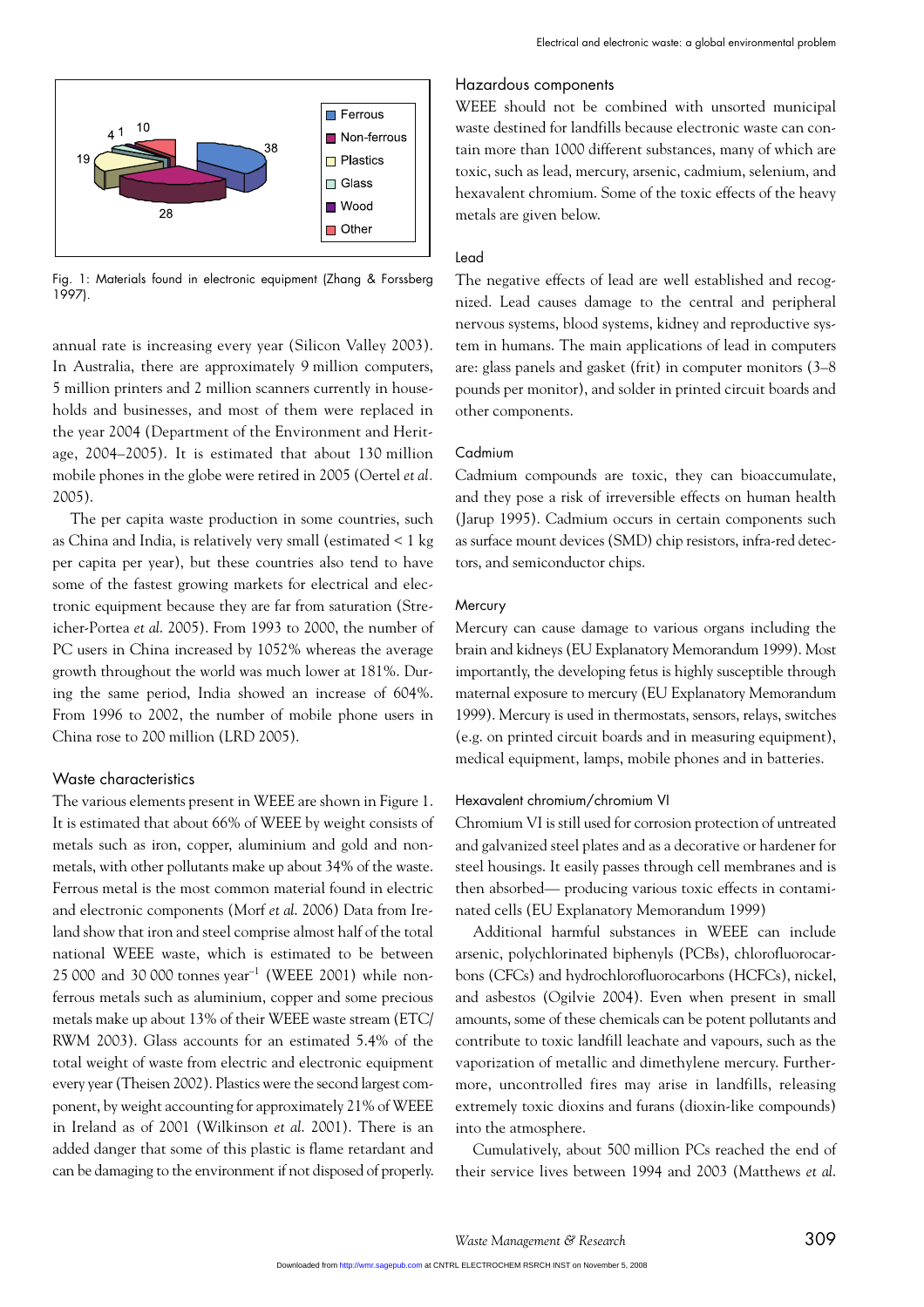Fig. 1: Materials found in electronic equipment (Zhang & Forssberg 1997).

annual rate is increasing every year (Silicon Valley 2003). In Australia, there are approximately 9 million computers, 5 million printers and 2 million scanners currently in households and businesses, and most of them were replaced in the year 2004 (Department of the Environment and Heritage, 2004–2005). It is estimated that about 130 million mobile phones in the globe were retired in 2005 (Oertel *et al.* 2005).

The per capita waste production in some countries, such as China and India, is relatively very small (estimated < 1 kg per capita per year), but these countries also tend to have some of the fastest growing markets for electrical and electronic equipment because they are far from saturation (Streicher-Portea *et al.* 2005). From 1993 to 2000, the number of PC users in China increased by 1052% whereas the average growth throughout the world was much lower at 181%. During the same period, India showed an increase of 604%. From 1996 to 2002, the number of mobile phone users in China rose to 200 million (LRD 2005).

## Waste characteristics

The various elements present in WEEE are shown in Figure 1. It is estimated that about 66% of WEEE by weight consists of metals such as iron, copper, aluminium and gold and nonmetals, with other pollutants make up about 34% of the waste. Ferrous metal is the most common material found in electric and electronic components (Morf *et al.* 2006) Data from Ireland show that iron and steel comprise almost half of the total national WEEE waste, which is estimated to be between 25 000 and 30 000 tonnes year$^{-1}$ (WEEE 2001) while nonferrous metals such as aluminium, copper and some precious metals make up about 13% of their WEEE waste stream (ETC/RWM 2003). Glass accounts for an estimated 5.4% of the total weight of waste from electric and electronic equipment every year (Theisen 2002). Plastics were the second largest component, by weight accounting for approximately 21% of WEEE in Ireland as of 2001 (Wilkinson *et al.* 2001). There is an added danger that some of this plastic is flame retardant and can be damaging to the environment if not disposed of properly.

## Hazardous components

WEEE should not be combined with unsorted municipal waste destined for landfills because electronic waste can contain more than 1000 different substances, many of which are toxic, such as lead, mercury, arsenic, cadmium, selenium, and hexavalent chromium. Some of the toxic effects of the heavy metals are given below.

### Lead

The negative effects of lead are well established and recognized. Lead causes damage to the central and peripheral nervous systems, blood systems, kidney and reproductive system in humans. The main applications of lead in computers are: glass panels and gasket (frit) in computer monitors (3–8 pounds per monitor), and solder in printed circuit boards and other components.

### Cadmium

Cadmium compounds are toxic, they can bioaccumulate, and they pose a risk of irreversible effects on human health (Jarup 1995). Cadmium occurs in certain components such as surface mount devices (SMD) chip resistors, infra-red detectors, and semiconductor chips.

### Mercury

Mercury can cause damage to various organs including the brain and kidneys (EU Explanatory Memorandum 1999). Most importantly, the developing fetus is highly susceptible through maternal exposure to mercury (EU Explanatory Memorandum 1999). Mercury is used in thermostats, sensors, relays, switches (e.g. on printed circuit boards and in measuring equipment), medical equipment, lamps, mobile phones and in batteries.

### Hexavalent chromium/chromium VI

Chromium VI is still used for corrosion protection of untreated and galvanized steel plates and as a decorative or hardener for steel housings. It easily passes through cell membranes and is then absorbed— producing various toxic effects in contaminated cells (EU Explanatory Memorandum 1999)

Additional harmful substances in WEEE can include arsenic, polychlorinated biphenyls (PCBs), chlorofluorocarbons (CFCs) and hydrochlorofluorocarbons (HCFCs), nickel, and asbestos (Ogilvie 2004). Even when present in small amounts, some of these chemicals can be potent pollutants and contribute to toxic landfill leachate and vapours, such as the vaporization of metallic and dimethylene mercury. Furthermore, uncontrolled fires may arise in landfills, releasing extremely toxic dioxins and furans (dioxin-like compounds) into the atmosphere.

Cumulatively, about 500 million PCs reached the end of their service lives between 1994 and 2003 (Matthews *et al.*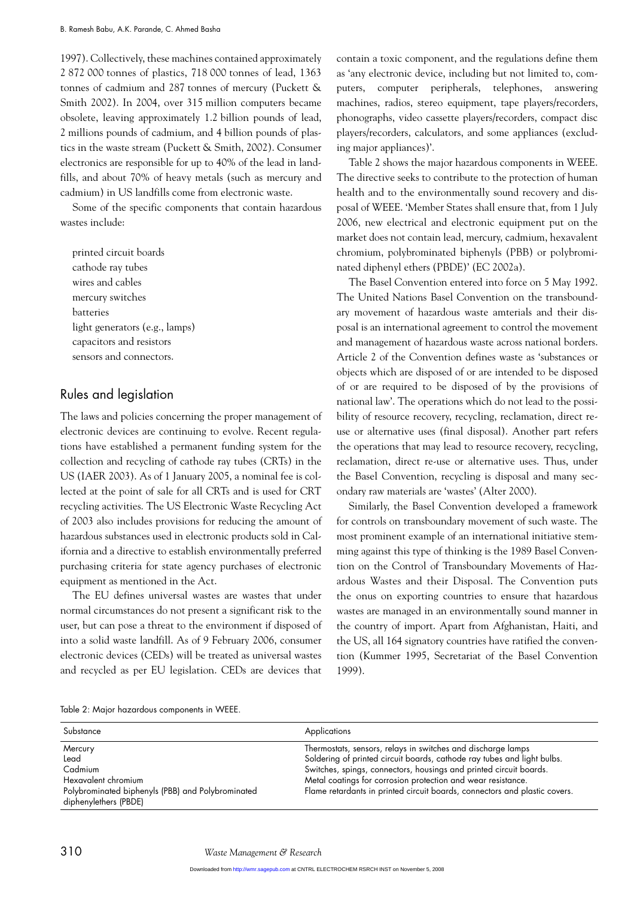1997). Collectively, these machines contained approximately 2 872 000 tonnes of plastics, 718 000 tonnes of lead, 1363 tonnes of cadmium and 287 tonnes of mercury (Puckett & Smith 2002). In 2004, over 315 million computers became obsolete, leaving approximately 1.2 billion pounds of lead, 2 millions pounds of cadmium, and 4 billion pounds of plastics in the waste stream (Puckett & Smith, 2002). Consumer electronics are responsible for up to 40% of the lead in landfills, and about 70% of heavy metals (such as mercury and cadmium) in US landfills come from electronic waste.

Some of the specific components that contain hazardous wastes include:

- printed circuit boards
- cathode ray tubes
- wires and cables
- mercury switches
- batteries
- light generators (e.g., lamps)
- capacitors and resistors
- sensors and connectors.

## Rules and legislation

The laws and policies concerning the proper management of electronic devices are continuing to evolve. Recent regulations have established a permanent funding system for the collection and recycling of cathode ray tubes (CRTs) in the US (IAER 2003). As of 1 January 2005, a nominal fee is collected at the point of sale for all CRTs and is used for CRT recycling activities. The US Electronic Waste Recycling Act of 2003 also includes provisions for reducing the amount of hazardous substances used in electronic products sold in California and a directive to establish environmentally preferred purchasing criteria for state agency purchases of electronic equipment as mentioned in the Act.

The EU defines universal wastes are wastes that under normal circumstances do not present a significant risk to the user, but can pose a threat to the environment if disposed of into a solid waste landfill. As of 9 February 2006, consumer electronic devices (CEDs) will be treated as universal wastes and recycled as per EU legislation. CEDs are devices that contain a toxic component, and the regulations define them as 'any electronic device, including but not limited to, computers, computer peripherals, telephones, answering machines, radios, stereo equipment, tape players/recorders, phonographs, video cassette players/recorders, compact disc players/recorders, calculators, and some appliances (excluding major appliances)'.

Table 2 shows the major hazardous components in WEEE. The directive seeks to contribute to the protection of human health and to the environmentally sound recovery and disposal of WEEE. 'Member States shall ensure that, from 1 July 2006, new electrical and electronic equipment put on the market does not contain lead, mercury, cadmium, hexavalent chromium, polybrominated biphenyls (PBB) or polybrominated diphenyl ethers (PBDE)' (EC 2002a).

The Basel Convention entered into force on 5 May 1992. The United Nations Basel Convention on the transboundary movement of hazardous waste amterials and their disposal is an international agreement to control the movement and management of hazardous waste across national borders. Article 2 of the Convention defines waste as 'substances or objects which are disposed of or are intended to be disposed of or are required to be disposed of by the provisions of national law'. The operations which do not lead to the possibility of resource recovery, recycling, reclamation, direct re-use or alternative uses (final disposal). Another part refers the operations that may lead to resource recovery, recycling, reclamation, direct re-use or alternative uses. Thus, under the Basel Convention, recycling is disposal and many secondary raw materials are 'wastes' (Alter 2000).

Similarly, the Basel Convention developed a framework for controls on transboundary movement of such waste. The most prominent example of an international initiative stemming against this type of thinking is the 1989 Basel Convention on the Control of Transboundary Movements of Hazardous Wastes and their Disposal. The Convention puts the onus on exporting countries to ensure that hazardous wastes are managed in an environmentally sound manner in the country of import. Apart from Afghanistan, Haiti, and the US, all 164 signatory countries have ratified the convention (Kummer 1995, Secretariat of the Basel Convention 1999).

Table 2: Major hazardous components in WEEE.

| Substance | Applications |
|---|---|
| Mercury | Thermostats, sensors, relays in switches and discharge lamps |
| Lead | Soldering of printed circuit boards, cathode ray tubes and light bulbs. |
| Cadmium | Switches, spings, connectors, housings and printed circuit boards. |
| Hexavalent chromium | Metal coatings for corrosion protection and wear resistance. |
| Polybrominated biphenyls (PBB) and Polybrominated diphenylethers (PBDE) | Flame retardants in printed circuit boards, connectors and plastic covers. |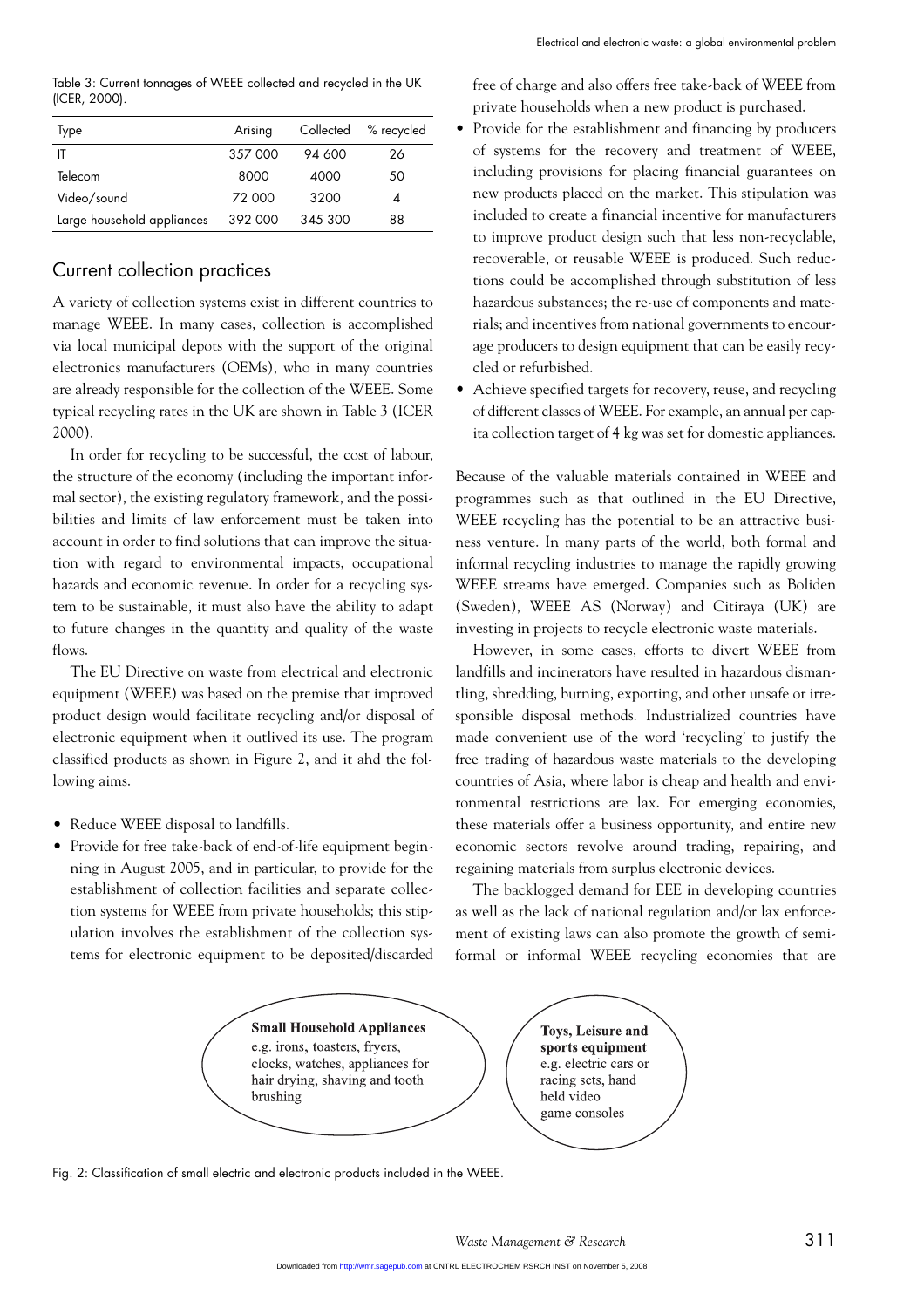Table 3: Current tonnages of WEEE collected and recycled in the UK (ICER, 2000).

| Type | Arising | Collected | % recycled |
|---|---|---|---|
| IT | 357 000 | 94 600 | 26 |
| Telecom | 8000 | 4000 | 50 |
| Video/sound | 72 000 | 3200 | 4 |
| Large household appliances | 392 000 | 345 300 | 88 |

## Current collection practices

A variety of collection systems exist in different countries to manage WEEE. In many cases, collection is accomplished via local municipal depots with the support of the original electronics manufacturers (OEMs), who in many countries are already responsible for the collection of the WEEE. Some typical recycling rates in the UK are shown in Table 3 (ICER 2000).

In order for recycling to be successful, the cost of labour, the structure of the economy (including the important informal sector), the existing regulatory framework, and the possibilities and limits of law enforcement must be taken into account in order to find solutions that can improve the situation with regard to environmental impacts, occupational hazards and economic revenue. In order for a recycling system to be sustainable, it must also have the ability to adapt to future changes in the quantity and quality of the waste flows.

The EU Directive on waste from electrical and electronic equipment (WEEE) was based on the premise that improved product design would facilitate recycling and/or disposal of electronic equipment when it outlived its use. The program classified products as shown in Figure 2, and it ahd the following aims.

- Reduce WEEE disposal to landfills.
- Provide for free take-back of end-of-life equipment beginning in August 2005, and in particular, to provide for the establishment of collection facilities and separate collection systems for WEEE from private households; this stipulation involves the establishment of the collection systems for electronic equipment to be deposited/discarded free of charge and also offers free take-back of WEEE from private households when a new product is purchased.
- Provide for the establishment and financing by producers of systems for the recovery and treatment of WEEE, including provisions for placing financial guarantees on new products placed on the market. This stipulation was included to create a financial incentive for manufacturers to improve product design such that less non-recyclable, recoverable, or reusable WEEE is produced. Such reductions could be accomplished through substitution of less hazardous substances; the re-use of components and materials; and incentives from national governments to encourage producers to design equipment that can be easily recycled or refurbished.
- Achieve specified targets for recovery, reuse, and recycling of different classes of WEEE. For example, an annual per capita collection target of 4 kg was set for domestic appliances.

Because of the valuable materials contained in WEEE and programmes such as that outlined in the EU Directive, WEEE recycling has the potential to be an attractive business venture. In many parts of the world, both formal and informal recycling industries to manage the rapidly growing WEEE streams have emerged. Companies such as Boliden (Sweden), WEEE AS (Norway) and Citiraya (UK) are investing in projects to recycle electronic waste materials.

However, in some cases, efforts to divert WEEE from landfills and incinerators have resulted in hazardous dismantling, shredding, burning, exporting, and other unsafe or irresponsible disposal methods. Industrialized countries have made convenient use of the word 'recycling' to justify the free trading of hazardous waste materials to the developing countries of Asia, where labor is cheap and health and environmental restrictions are lax. For emerging economies, these materials offer a business opportunity, and entire new economic sectors revolve around trading, repairing, and regaining materials from surplus electronic devices.

The backlogged demand for EEE in developing countries as well as the lack of national regulation and/or lax enforcement of existing laws can also promote the growth of semiformal or informal WEEE recycling economies that are

**Small Household Appliances**
e.g. irons, toasters, fryers, clocks, watches, appliances for hair drying, shaving and tooth brushing

**Toys, Leisure and sports equipment**
e.g. electric cars or racing sets, hand held video game consoles

Fig. 2: Classification of small electric and electronic products included in the WEEE.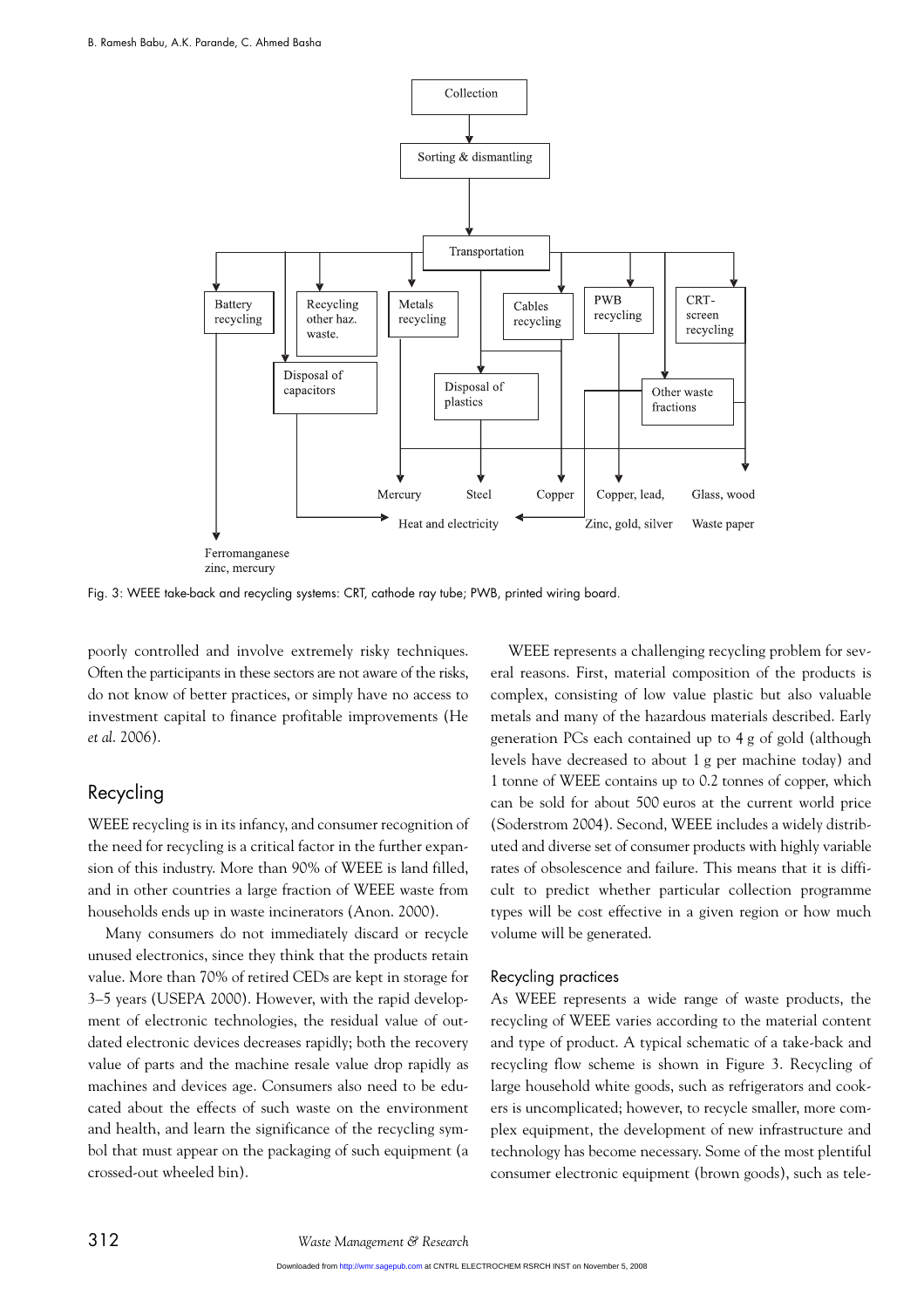Fig. 3: WEEE take-back and recycling systems: CRT, cathode ray tube; PWB, printed wiring board.

poorly controlled and involve extremely risky techniques. Often the participants in these sectors are not aware of the risks, do not know of better practices, or simply have no access to investment capital to finance profitable improvements (He *et al.* 2006).

## Recycling

WEEE recycling is in its infancy, and consumer recognition of the need for recycling is a critical factor in the further expansion of this industry. More than 90% of WEEE is land filled, and in other countries a large fraction of WEEE waste from households ends up in waste incinerators (Anon. 2000).

Many consumers do not immediately discard or recycle unused electronics, since they think that the products retain value. More than 70% of retired CEDs are kept in storage for 3–5 years (USEPA 2000). However, with the rapid development of electronic technologies, the residual value of outdated electronic devices decreases rapidly; both the recovery value of parts and the machine resale value drop rapidly as machines and devices age. Consumers also need to be educated about the effects of such waste on the environment and health, and learn the significance of the recycling symbol that must appear on the packaging of such equipment (a crossed-out wheeled bin).

WEEE represents a challenging recycling problem for several reasons. First, material composition of the products is complex, consisting of low value plastic but also valuable metals and many of the hazardous materials described. Early generation PCs each contained up to 4 g of gold (although levels have decreased to about 1 g per machine today) and 1 tonne of WEEE contains up to 0.2 tonnes of copper, which can be sold for about 500 euros at the current world price (Soderstrom 2004). Second, WEEE includes a widely distributed and diverse set of consumer products with highly variable rates of obsolescence and failure. This means that it is difficult to predict whether particular collection programme types will be cost effective in a given region or how much volume will be generated.

### Recycling practices

As WEEE represents a wide range of waste products, the recycling of WEEE varies according to the material content and type of product. A typical schematic of a take-back and recycling flow scheme is shown in Figure 3. Recycling of large household white goods, such as refrigerators and cookers is uncomplicated; however, to recycle smaller, more complex equipment, the development of new infrastructure and technology has become necessary. Some of the most plentiful consumer electronic equipment (brown goods), such as tele-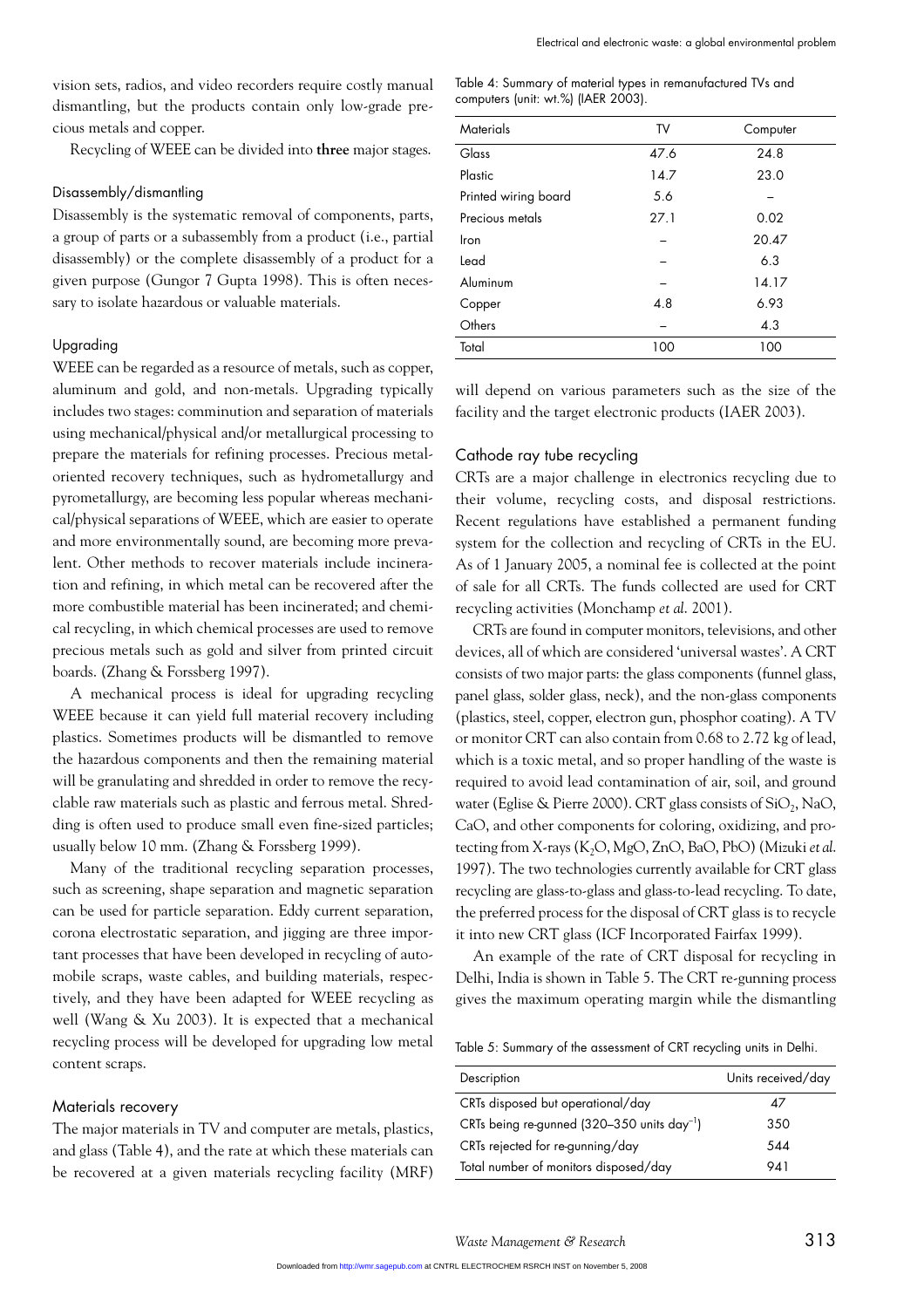vision sets, radios, and video recorders require costly manual dismantling, but the products contain only low-grade precious metals and copper.

Recycling of WEEE can be divided into **three** major stages.

### Disassembly/dismantling

Disassembly is the systematic removal of components, parts, a group of parts or a subassembly from a product (i.e., partial disassembly) or the complete disassembly of a product for a given purpose (Gungor 7 Gupta 1998). This is often necessary to isolate hazardous or valuable materials.

### Upgrading

WEEE can be regarded as a resource of metals, such as copper, aluminum and gold, and non-metals. Upgrading typically includes two stages: comminution and separation of materials using mechanical/physical and/or metallurgical processing to prepare the materials for refining processes. Precious metal-oriented recovery techniques, such as hydrometallurgy and pyrometallurgy, are becoming less popular whereas mechanical/physical separations of WEEE, which are easier to operate and more environmentally sound, are becoming more prevalent. Other methods to recover materials include incineration and refining, in which metal can be recovered after the more combustible material has been incinerated; and chemical recycling, in which chemical processes are used to remove precious metals such as gold and silver from printed circuit boards. (Zhang & Forssberg 1997).

A mechanical process is ideal for upgrading recycling WEEE because it can yield full material recovery including plastics. Sometimes products will be dismantled to remove the hazardous components and then the remaining material will be granulating and shredded in order to remove the recyclable raw materials such as plastic and ferrous metal. Shredding is often used to produce small even fine-sized particles; usually below 10 mm. (Zhang & Forssberg 1999).

Many of the traditional recycling separation processes, such as screening, shape separation and magnetic separation can be used for particle separation. Eddy current separation, corona electrostatic separation, and jigging are three important processes that have been developed in recycling of automobile scraps, waste cables, and building materials, respectively, and they have been adapted for WEEE recycling as well (Wang & Xu 2003). It is expected that a mechanical recycling process will be developed for upgrading low metal content scraps.

### Materials recovery

The major materials in TV and computer are metals, plastics, and glass (Table 4), and the rate at which these materials can be recovered at a given materials recycling facility (MRF) will depend on various parameters such as the size of the facility and the target electronic products (IAER 2003).

Table 4: Summary of material types in remanufactured TVs and computers (unit: wt.%) (IAER 2003).

| Materials | TV | Computer |
|---|---|---|
| Glass | 47.6 | 24.8 |
| Plastic | 14.7 | 23.0 |
| Printed wiring board | 5.6 | – |
| Precious metals | 27.1 | 0.02 |
| Iron | – | 20.47 |
| Lead | – | 6.3 |
| Aluminum | – | 14.17 |
| Copper | 4.8 | 6.93 |
| Others | – | 4.3 |
| Total | 100 | 100 |

### Cathode ray tube recycling

CRTs are a major challenge in electronics recycling due to their volume, recycling costs, and disposal restrictions. Recent regulations have established a permanent funding system for the collection and recycling of CRTs in the EU. As of 1 January 2005, a nominal fee is collected at the point of sale for all CRTs. The funds collected are used for CRT recycling activities (Monchamp *et al.* 2001).

CRTs are found in computer monitors, televisions, and other devices, all of which are considered 'universal wastes'. A CRT consists of two major parts: the glass components (funnel glass, panel glass, solder glass, neck), and the non-glass components (plastics, steel, copper, electron gun, phosphor coating). A TV or monitor CRT can also contain from 0.68 to 2.72 kg of lead, which is a toxic metal, and so proper handling of the waste is required to avoid lead contamination of air, soil, and ground water (Eglise & Pierre 2000). CRT glass consists of $SiO_2$, NaO, CaO, and other components for coloring, oxidizing, and protecting from X-rays ($K_2O$, MgO, ZnO, BaO, PbO) (Mizuki *et al.* 1997). The two technologies currently available for CRT glass recycling are glass-to-glass and glass-to-lead recycling. To date, the preferred process for the disposal of CRT glass is to recycle it into new CRT glass (ICF Incorporated Fairfax 1999).

An example of the rate of CRT disposal for recycling in Delhi, India is shown in Table 5. The CRT re-gunning process gives the maximum operating margin while the dismantling

Table 5: Summary of the assessment of CRT recycling units in Delhi.

| Description | Units received/day |
|---|---|
| CRTs disposed but operational/day | 47 |
| CRTs being re-gunned (320–350 units $day^{-1}$) | 350 |
| CRTs rejected for re-gunning/day | 544 |
| Total number of monitors disposed/day | 941 |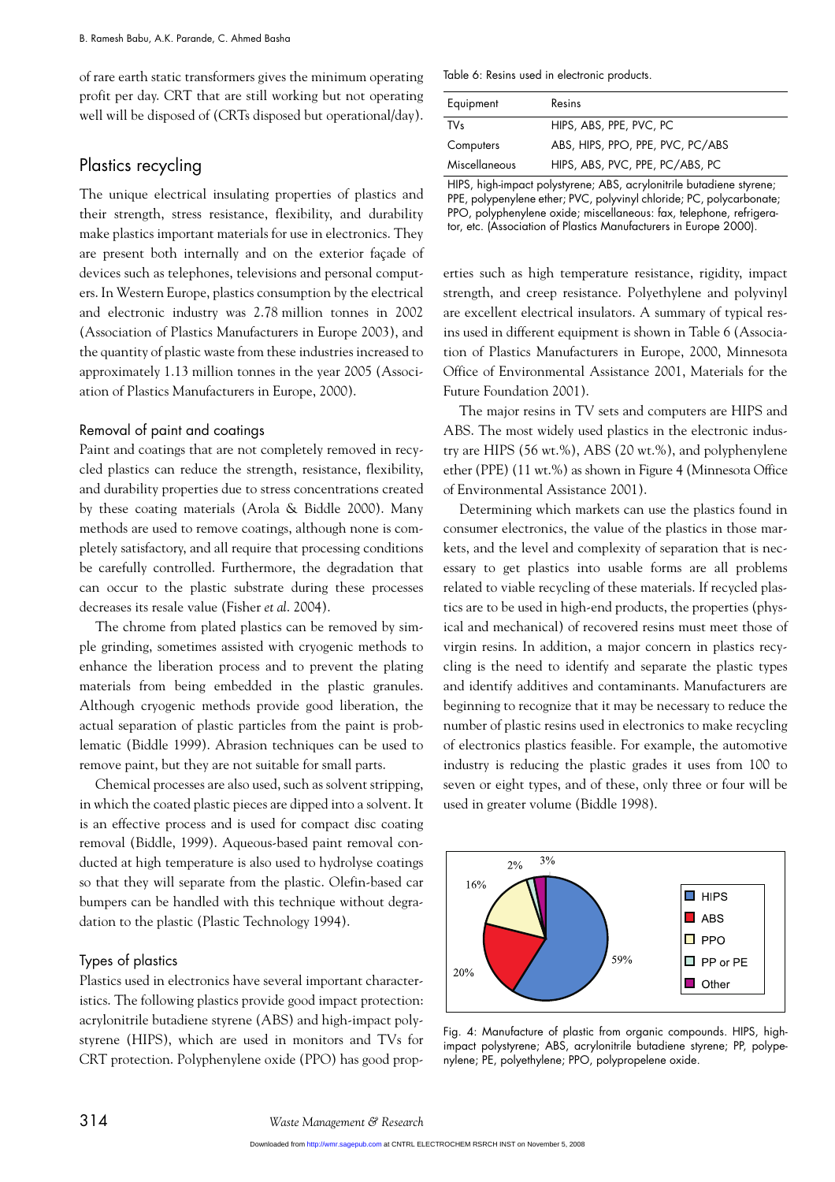of rare earth static transformers gives the minimum operating profit per day. CRT that are still working but not operating well will be disposed of (CRTs disposed but operational/day).

## Plastics recycling

The unique electrical insulating properties of plastics and their strength, stress resistance, flexibility, and durability make plastics important materials for use in electronics. They are present both internally and on the exterior façade of devices such as telephones, televisions and personal computers. In Western Europe, plastics consumption by the electrical and electronic industry was 2.78 million tonnes in 2002 (Association of Plastics Manufacturers in Europe 2003), and the quantity of plastic waste from these industries increased to approximately 1.13 million tonnes in the year 2005 (Association of Plastics Manufacturers in Europe, 2000).

### Removal of paint and coatings

Paint and coatings that are not completely removed in recycled plastics can reduce the strength, resistance, flexibility, and durability properties due to stress concentrations created by these coating materials (Arola & Biddle 2000). Many methods are used to remove coatings, although none is completely satisfactory, and all require that processing conditions be carefully controlled. Furthermore, the degradation that can occur to the plastic substrate during these processes decreases its resale value (Fisher *et al.* 2004).

The chrome from plated plastics can be removed by simple grinding, sometimes assisted with cryogenic methods to enhance the liberation process and to prevent the plating materials from being embedded in the plastic granules. Although cryogenic methods provide good liberation, the actual separation of plastic particles from the paint is problematic (Biddle 1999). Abrasion techniques can be used to remove paint, but they are not suitable for small parts.

Chemical processes are also used, such as solvent stripping, in which the coated plastic pieces are dipped into a solvent. It is an effective process and is used for compact disc coating removal (Biddle, 1999). Aqueous-based paint removal conducted at high temperature is also used to hydrolyse coatings so that they will separate from the plastic. Olefin-based car bumpers can be handled with this technique without degradation to the plastic (Plastic Technology 1994).

### Types of plastics

Plastics used in electronics have several important characteristics. The following plastics provide good impact protection: acrylonitrile butadiene styrene (ABS) and high-impact polystyrene (HIPS), which are used in monitors and TVs for CRT protection. Polyphenylene oxide (PPO) has good properties such as high temperature resistance, rigidity, impact strength, and creep resistance. Polyethylene and polyvinyl are excellent electrical insulators. A summary of typical resins used in different equipment is shown in Table 6 (Association of Plastics Manufacturers in Europe, 2000, Minnesota Office of Environmental Assistance 2001, Materials for the Future Foundation 2001).

Table 6: Resins used in electronic products.

| Equipment | Resins |
|---|---|
| TVs | HIPS, ABS, PPE, PVC, PC |
| Computers | ABS, HIPS, PPO, PPE, PVC, PC/ABS |
| Miscellaneous | HIPS, ABS, PVC, PPE, PC/ABS, PC |

HIPS, high-impact polystyrene; ABS, acrylonitrile butadiene styrene; PPE, polypenylene ether; PVC, polyvinyl chloride; PC, polycarbonate; PPO, polyphenylene oxide; miscellaneous: fax, telephone, refrigerator, etc. (Association of Plastics Manufacturers in Europe 2000).

The major resins in TV sets and computers are HIPS and ABS. The most widely used plastics in the electronic industry are HIPS (56 wt.%), ABS (20 wt.%), and polyphenylene ether (PPE) (11 wt.%) as shown in Figure 4 (Minnesota Office of Environmental Assistance 2001).

Determining which markets can use the plastics found in consumer electronics, the value of the plastics in those markets, and the level and complexity of separation that is necessary to get plastics into usable forms are all problems related to viable recycling of these materials. If recycled plastics are to be used in high-end products, the properties (physical and mechanical) of recovered resins must meet those of virgin resins. In addition, a major concern in plastics recycling is the need to identify and separate the plastic types and identify additives and contaminants. Manufacturers are beginning to recognize that it may be necessary to reduce the number of plastic resins used in electronics to make recycling of electronics plastics feasible. For example, the automotive industry is reducing the plastic grades it uses from 100 to seven or eight types, and of these, only three or four will be used in greater volume (Biddle 1998).

Fig. 4: Manufacture of plastic from organic compounds. HIPS, high-impact polystyrene; ABS, acrylonitrile butadiene styrene; PP, polypenylene; PE, polyethylene; PPO, polypropelene oxide.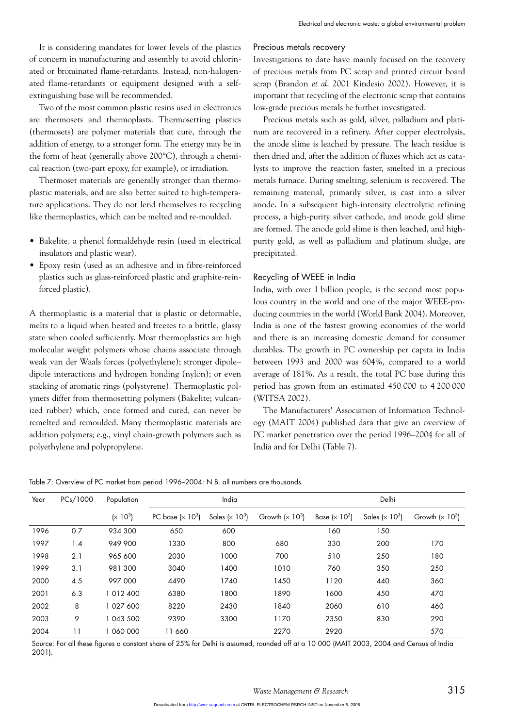It is considering mandates for lower levels of the plastics of concern in manufacturing and assembly to avoid chlorinated or brominated flame-retardants. Instead, non-halogenated flame-retardants or equipment designed with a self-extinguishing base will be recommended.

Two of the most common plastic resins used in electronics are thermosets and thermoplasts. Thermosetting plastics (thermosets) are polymer materials that cure, through the addition of energy, to a stronger form. The energy may be in the form of heat (generally above 200°C), through a chemical reaction (two-part epoxy, for example), or irradiation.

Thermoset materials are generally stronger than thermoplastic materials, and are also better suited to high-temperature applications. They do not lend themselves to recycling like thermoplastics, which can be melted and re-moulded.

- Bakelite, a phenol formaldehyde resin (used in electrical insulators and plastic wear).
- Epoxy resin (used as an adhesive and in fibre-reinforced plastics such as glass-reinforced plastic and graphite-reinforced plastic).

A thermoplastic is a material that is plastic or deformable, melts to a liquid when heated and freezes to a brittle, glassy state when cooled sufficiently. Most thermoplastics are high molecular weight polymers whose chains associate through weak van der Waals forces (polyethylene); stronger dipole–dipole interactions and hydrogen bonding (nylon); or even stacking of aromatic rings (polystyrene). Thermoplastic polymers differ from thermosetting polymers (Bakelite; vulcanized rubber) which, once formed and cured, can never be remelted and remoulded. Many thermoplastic materials are addition polymers; e.g., vinyl chain-growth polymers such as polyethylene and polypropylene.

### Precious metals recovery

Investigations to date have mainly focused on the recovery of precious metals from PC scrap and printed circuit board scrap (Brandon *et al.* 2001 Kindesio 2002). However, it is important that recycling of the electronic scrap that contains low-grade precious metals be further investigated.

Precious metals such as gold, silver, palladium and platinum are recovered in a refinery. After copper electrolysis, the anode slime is leached by pressure. The leach residue is then dried and, after the addition of fluxes which act as catalysts to improve the reaction faster, smelted in a precious metals furnace. During smelting, selenium is recovered. The remaining material, primarily silver, is cast into a silver anode. In a subsequent high-intensity electrolytic refining process, a high-purity silver cathode, and anode gold slime are formed. The anode gold slime is then leached, and high-purity gold, as well as palladium and platinum sludge, are precipitated.

### Recycling of WEEE in India

India, with over 1 billion people, is the second most populous country in the world and one of the major WEEE-producing countries in the world (World Bank 2004). Moreover, India is one of the fastest growing economies of the world and there is an increasing domestic demand for consumer durables. The growth in PC ownership per capita in India between 1993 and 2000 was 604%, compared to a world average of 181%. As a result, the total PC base during this period has grown from an estimated 450 000 to 4 200 000 (WITSA 2002).

The Manufacturers' Association of Information Technology (MAIT 2004) published data that give an overview of PC market penetration over the period 1996–2004 for all of India and for Delhi (Table 7).

Table 7: Overview of PC market from period 1996–2004: N.B. all numbers are thousands.

| Year | PCs/1000 | Population | India | | | Delhi | | |
|---|---|---|---|---|---|---|---|---|
| | | ($\times 10^3$) | PC base ($\times 10^3$) | Sales ($\times 10^3$) | Growth ($\times 10^3$) | Base ($\times 10^3$) | Sales ($\times 10^3$) | Growth ($\times 10^3$) |
| 1996 | 0.7 | 934 300 | 650 | 600 | | 160 | 150 | |
| 1997 | 1.4 | 949 900 | 1330 | 800 | 680 | 330 | 200 | 170 |
| 1998 | 2.1 | 965 600 | 2030 | 1000 | 700 | 510 | 250 | 180 |
| 1999 | 3.1 | 981 300 | 3040 | 1400 | 1010 | 760 | 350 | 250 |
| 2000 | 4.5 | 997 000 | 4490 | 1740 | 1450 | 1120 | 440 | 360 |
| 2001 | 6.3 | 1 012 400 | 6380 | 1800 | 1890 | 1600 | 450 | 470 |
| 2002 | 8 | 1 027 600 | 8220 | 2430 | 1840 | 2060 | 610 | 460 |
| 2003 | 9 | 1 043 500 | 9390 | 3300 | 1170 | 2350 | 830 | 290 |
| 2004 | 11 | 1 060 000 | 11 660 | | 2270 | 2920 | | 570 |

Source: For all these figures a constant share of 25% for Delhi is assumed, rounded off at a 10 000 (MAIT 2003, 2004 and Census of India 2001).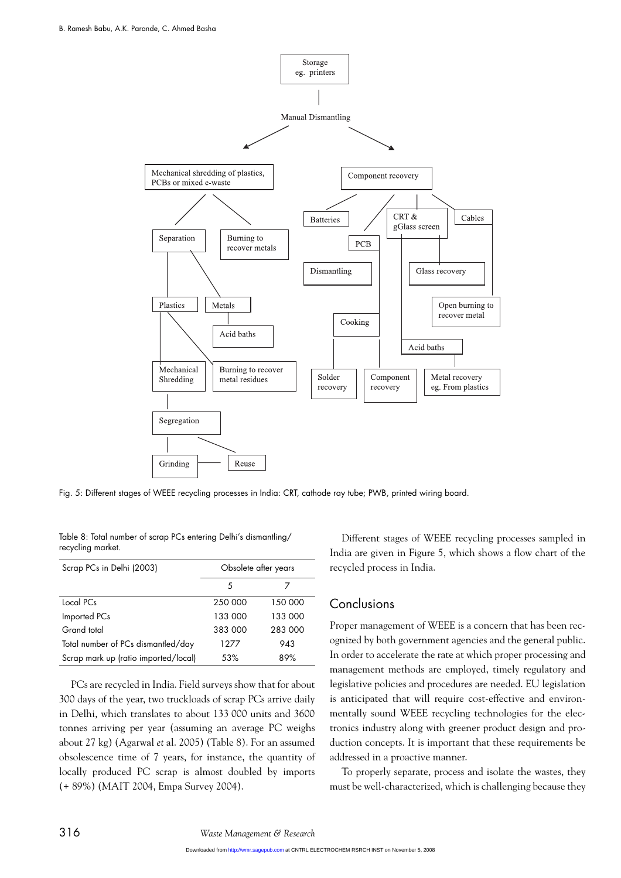Storage eg. printers

Manual Dismantling

Mechanical shredding of plastics, PCBs or mixed e-waste

Component recovery

Separation

Burning to recover metals

Batteries

CRT & gGlass screen

Cables

PCB

Dismantling

Glass recovery

Plastics

Metals

Open burning to recover metal

Cooking

Acid baths

Acid baths

Mechanical Shredding

Burning to recover metal residues

Solder recovery

Component recovery

Metal recovery eg. From plastics

Segregation

Grinding

Reuse

Fig. 5: Different stages of WEEE recycling processes in India: CRT, cathode ray tube; PWB, printed wiring board.

Table 8: Total number of scrap PCs entering Delhi's dismantling/recycling market.

| Scrap PCs in Delhi (2003) | Obsolete after years | |
|---|---|---|
| | 5 | 7 |
| Local PCs | 250 000 | 150 000 |
| Imported PCs | 133 000 | 133 000 |
| Grand total | 383 000 | 283 000 |
| Total number of PCs dismantled/day | 1277 | 943 |
| Scrap mark up (ratio imported/local) | 53% | 89% |

PCs are recycled in India. Field surveys show that for about 300 days of the year, two truckloads of scrap PCs arrive daily in Delhi, which translates to about 133 000 units and 3600 tonnes arriving per year (assuming an average PC weighs about 27 kg) (Agarwal *et* al. 2005) (Table 8). For an assumed obsolescence time of 7 years, for instance, the quantity of locally produced PC scrap is almost doubled by imports (+ 89%) (MAIT 2004, Empa Survey 2004).

Different stages of WEEE recycling processes sampled in India are given in Figure 5, which shows a flow chart of the recycled process in India.

## Conclusions

Proper management of WEEE is a concern that has been recognized by both government agencies and the general public. In order to accelerate the rate at which proper processing and management methods are employed, timely regulatory and legislative policies and procedures are needed. EU legislation is anticipated that will require cost-effective and environmentally sound WEEE recycling technologies for the electronics industry along with greener product design and production concepts. It is important that these requirements be addressed in a proactive manner.

To properly separate, process and isolate the wastes, they must be well-characterized, which is challenging because they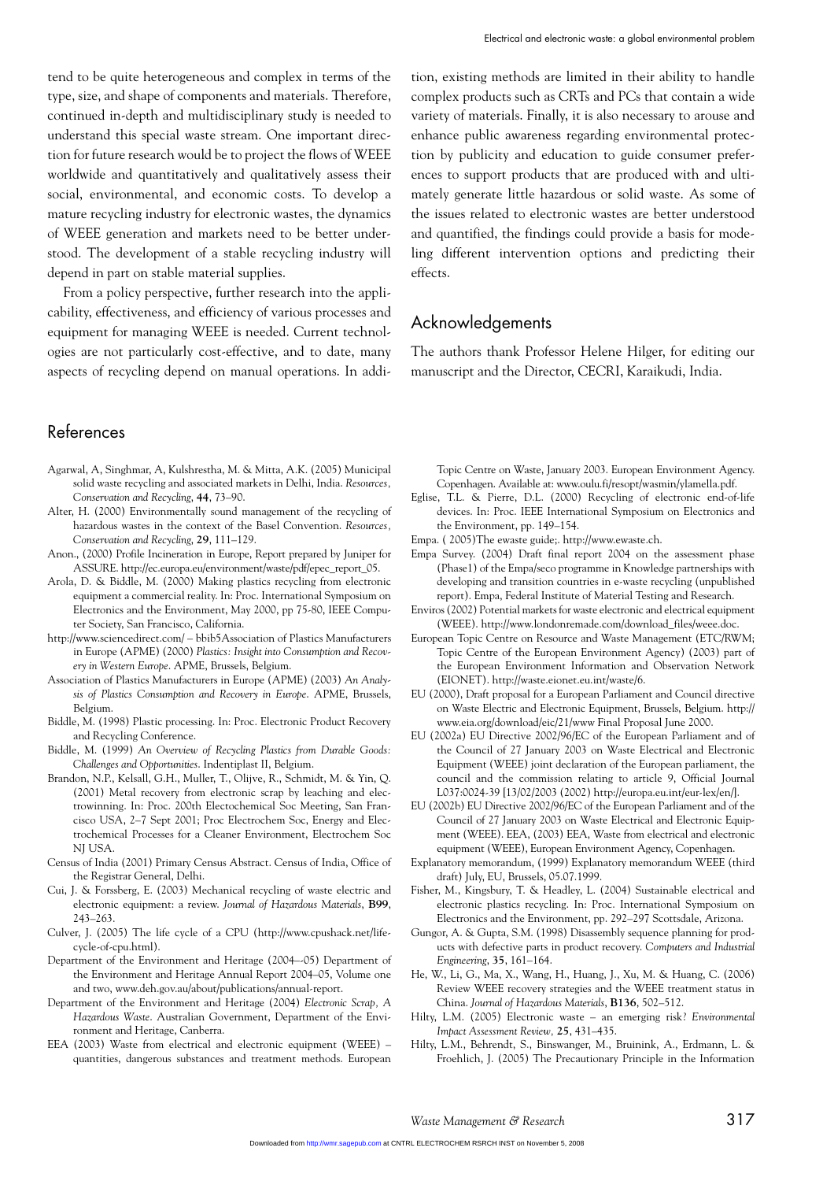tend to be quite heterogeneous and complex in terms of the type, size, and shape of components and materials. Therefore, continued in-depth and multidisciplinary study is needed to understand this special waste stream. One important direction for future research would be to project the flows of WEEE worldwide and quantitatively and qualitatively assess their social, environmental, and economic costs. To develop a mature recycling industry for electronic wastes, the dynamics of WEEE generation and markets need to be better understood. The development of a stable recycling industry will depend in part on stable material supplies.

From a policy perspective, further research into the applicability, effectiveness, and efficiency of various processes and equipment for managing WEEE is needed. Current technologies are not particularly cost-effective, and to date, many aspects of recycling depend on manual operations. In addition, existing methods are limited in their ability to handle complex products such as CRTs and PCs that contain a wide variety of materials. Finally, it is also necessary to arouse and enhance public awareness regarding environmental protection by publicity and education to guide consumer preferences to support products that are produced with and ultimately generate little hazardous or solid waste. As some of the issues related to electronic wastes are better understood and quantified, the findings could provide a basis for modeling different intervention options and predicting their effects.

## Acknowledgements

The authors thank Professor Helene Hilger, for editing our manuscript and the Director, CECRI, Karaikudi, India.

## References

Agarwal, A, Singhmar, A, Kulshrestha, M. & Mitta, A.K. (2005) Municipal solid waste recycling and associated markets in Delhi, India. *Resources, Conservation and Recycling*, **44**, 73–90.

Alter, H. (2000) Environmentally sound management of the recycling of hazardous wastes in the context of the Basel Convention. *Resources, Conservation and Recycling*, **29**, 111–129.

Anon., (2000) Profile Incineration in Europe, Report prepared by Juniper for ASSURE. http://ec.europa.eu/environment/waste/pdf/epec_report_05.

Arola, D. & Biddle, M. (2000) Making plastics recycling from electronic equipment a commercial reality. In: Proc. International Symposium on Electronics and the Environment, May 2000, pp 75-80, IEEE Computer Society, San Francisco, California.

http://www.sciencedirect.com/ – bbib5Association of Plastics Manufacturers in Europe (APME) (2000) *Plastics: Insight into Consumption and Recovery in Western Europe*. APME, Brussels, Belgium.

Association of Plastics Manufacturers in Europe (APME) (2003) *An Analysis of Plastics Consumption and Recovery in Europe*. APME, Brussels, Belgium.

Biddle, M. (1998) Plastic processing. In: Proc. Electronic Product Recovery and Recycling Conference.

Biddle, M. (1999) *An Overview of Recycling Plastics from Durable Goods: Challenges and Opportunities*. Identiplast II, Belgium.

Brandon, N.P., Kelsall, G.H., Muller, T., Olijve, R., Schmidt, M. & Yin, Q. (2001) Metal recovery from electronic scrap by leaching and electrowinning. In: Proc. 200th Electochemical Soc Meeting, San Francisco USA, 2–7 Sept 2001; Proc Electrochem Soc, Energy and Electrochemical Processes for a Cleaner Environment, Electrochem Soc NJ USA.

Census of India (2001) Primary Census Abstract. Census of India, Office of the Registrar General, Delhi.

Cui, J. & Forssberg, E. (2003) Mechanical recycling of waste electric and electronic equipment: a review. *Journal of Hazardous Materials*, **B99**, 243–263.

Culver, J. (2005) The life cycle of a CPU (http://www.cpushack.net/life-cycle-of-cpu.html).

Department of the Environment and Heritage (2004–-05) Department of the Environment and Heritage Annual Report 2004–05, Volume one and two, www.deh.gov.au/about/publications/annual-report.

Department of the Environment and Heritage (2004) *Electronic Scrap, A Hazardous Waste*. Australian Government, Department of the Environment and Heritage, Canberra.

EEA (2003) Waste from electrical and electronic equipment (WEEE) – quantities, dangerous substances and treatment methods. European Topic Centre on Waste, January 2003. European Environment Agency. Copenhagen. Available at: www.oulu.fi/resopt/wasmin/ylamella.pdf.

Eglise, T.L. & Pierre, D.L. (2000) Recycling of electronic end-of-life devices. In: Proc. IEEE International Symposium on Electronics and the Environment, pp. 149–154.

Empa. ( 2005)The ewaste guide;. http://www.ewaste.ch.

Empa Survey. (2004) Draft final report 2004 on the assessment phase (Phase1) of the Empa/seco programme in Knowledge partnerships with developing and transition countries in e-waste recycling (unpublished report). Empa, Federal Institute of Material Testing and Research.

Enviros (2002) Potential markets for waste electronic and electrical equipment (WEEE). http://www.londonremade.com/download_files/weee.doc.

European Topic Centre on Resource and Waste Management (ETC/RWM; Topic Centre of the European Environment Agency) (2003) part of the European Environment Information and Observation Network (EIONET). http://waste.eionet.eu.int/waste/6.

EU (2000), Draft proposal for a European Parliament and Council directive on Waste Electric and Electronic Equipment, Brussels, Belgium. http://www.eia.org/download/eic/21/www Final Proposal June 2000.

EU (2002a) EU Directive 2002/96/EC of the European Parliament and of the Council of 27 January 2003 on Waste Electrical and Electronic Equipment (WEEE) joint declaration of the European parliament, the council and the commission relating to article 9, Official Journal L037:0024-39 [13/02/2003 (2002) http://europa.eu.int/eur-lex/en/].

EU (2002b) EU Directive 2002/96/EC of the European Parliament and of the Council of 27 January 2003 on Waste Electrical and Electronic Equipment (WEEE). EEA, (2003) EEA, Waste from electrical and electronic equipment (WEEE), European Environment Agency, Copenhagen.

Explanatory memorandum, (1999) Explanatory memorandum WEEE (third draft) July, EU, Brussels, 05.07.1999.

Fisher, M., Kingsbury, T. & Headley, L. (2004) Sustainable electrical and electronic plastics recycling. In: Proc. International Symposium on Electronics and the Environment, pp. 292–297 Scottsdale, Arizona.

Gungor, A. & Gupta, S.M. (1998) Disassembly sequence planning for products with defective parts in product recovery. *Computers and Industrial Engineering*, **35**, 161–164.

He, W., Li, G., Ma, X., Wang, H., Huang, J., Xu, M. & Huang, C. (2006) Review WEEE recovery strategies and the WEEE treatment status in China. *Journal of Hazardous Materials*, **B136**, 502–512.

Hilty, L.M. (2005) Electronic waste – an emerging risk? *Environmental Impact Assessment Review*, **25**, 431–435.

Hilty, L.M., Behrendt, S., Binswanger, M., Bruinink, A., Erdmann, L. & Froehlich, J. (2005) The Precautionary Principle in the Information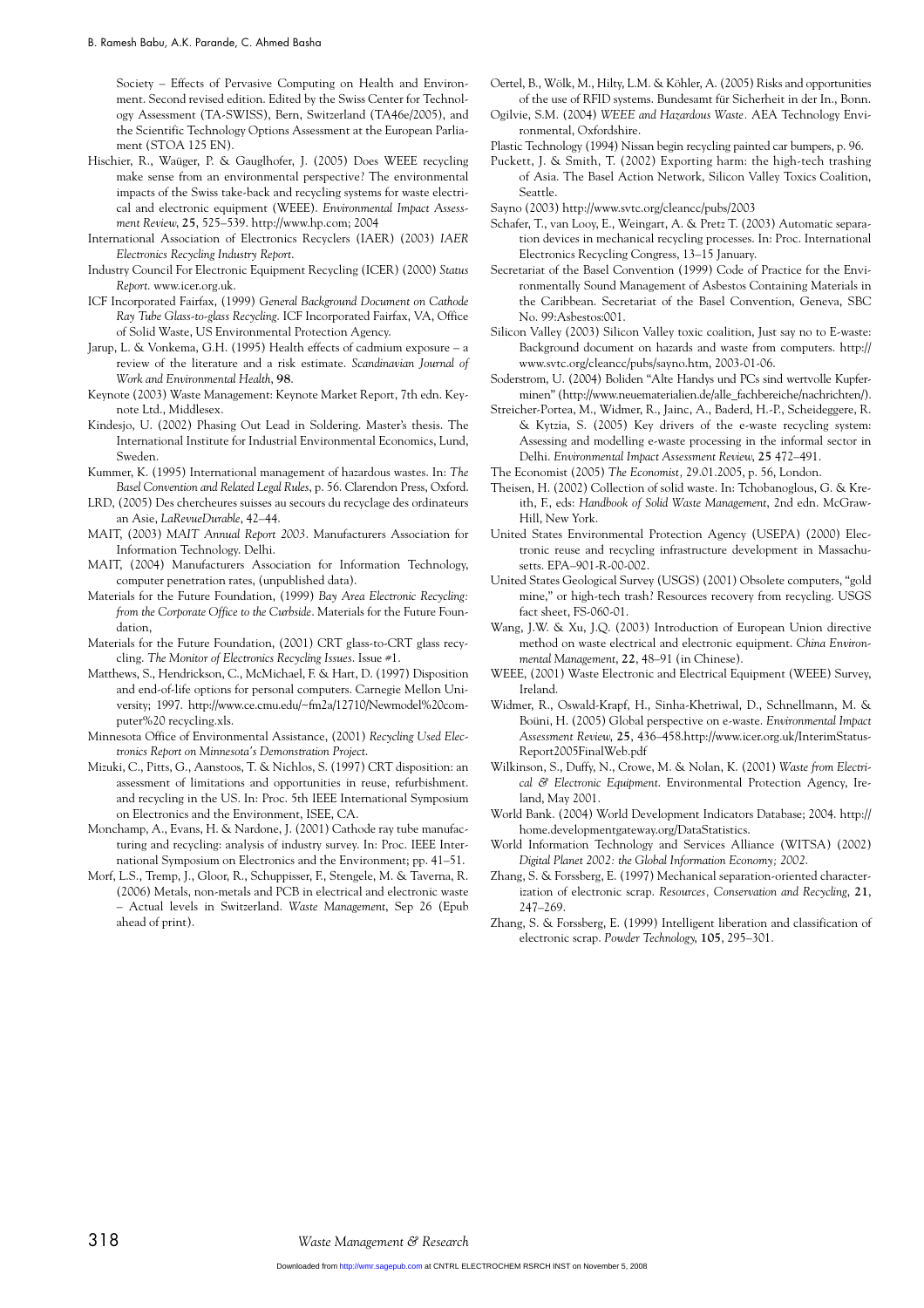Society – Effects of Pervasive Computing on Health and Environment. Second revised edition. Edited by the Swiss Center for Technology Assessment (TA-SWISS), Bern, Switzerland (TA46e/2005), and the Scientific Technology Options Assessment at the European Parliament (STOA 125 EN).

Hischier, R., Waüger, P. & Gauglhofer, J. (2005) Does WEEE recycling make sense from an environmental perspective? The environmental impacts of the Swiss take-back and recycling systems for waste electrical and electronic equipment (WEEE). *Environmental Impact Assessment Review*, **25**, 525–539. http://www.hp.com; 2004

International Association of Electronics Recyclers (IAER) (2003) *IAER Electronics Recycling Industry Report*.

Industry Council For Electronic Equipment Recycling (ICER) (2000) *Status Report*. www.icer.org.uk.

ICF Incorporated Fairfax, (1999) *General Background Document on Cathode Ray Tube Glass-to-glass Recycling*. ICF Incorporated Fairfax, VA, Office of Solid Waste, US Environmental Protection Agency.

Jarup, L. & Vonkema, G.H. (1995) Health effects of cadmium exposure – a review of the literature and a risk estimate. *Scandinavian Journal of Work and Environmental Health*, **98**.

Keynote (2003) Waste Management: Keynote Market Report, 7th edn. Keynote Ltd., Middlesex.

Kindesjo, U. (2002) Phasing Out Lead in Soldering. Master's thesis. The International Institute for Industrial Environmental Economics, Lund, Sweden.

Kummer, K. (1995) International management of hazardous wastes. In: *The Basel Convention and Related Legal Rules*, p. 56. Clarendon Press, Oxford.

LRD, (2005) Des chercheures suisses au secours du recyclage des ordinateurs an Asie, *LaRevueDurable*, 42–44.

MAIT, (2003) *MAIT Annual Report 2003*. Manufacturers Association for Information Technology. Delhi.

MAIT, (2004) Manufacturers Association for Information Technology, computer penetration rates, (unpublished data).

Materials for the Future Foundation, (1999) *Bay Area Electronic Recycling: from the Corporate Office to the Curbside*. Materials for the Future Foundation,

Materials for the Future Foundation, (2001) CRT glass-to-CRT glass recycling. *The Monitor of Electronics Recycling Issues*. Issue #1.

Matthews, S., Hendrickson, C., McMichael, F. & Hart, D. (1997) Disposition and end-of-life options for personal computers. Carnegie Mellon University; 1997. http://www.ce.cmu.edu/~fm2a/12710/Newmodel%20computer%20 recycling.xls.

Minnesota Office of Environmental Assistance, (2001) *Recycling Used Electronics Report on Minnesota's Demonstration Project*.

Mizuki, C., Pitts, G., Aanstoos, T. & Nichlos, S. (1997) CRT disposition: an assessment of limitations and opportunities in reuse, refurbishment. and recycling in the US. In: Proc. 5th IEEE International Symposium on Electronics and the Environment, ISEE, CA.

Monchamp, A., Evans, H. & Nardone, J. (2001) Cathode ray tube manufacturing and recycling: analysis of industry survey. In: Proc. IEEE International Symposium on Electronics and the Environment; pp. 41–51.

Morf, L.S., Tremp, J., Gloor, R., Schuppisser, F., Stengele, M. & Taverna, R. (2006) Metals, non-metals and PCB in electrical and electronic waste – Actual levels in Switzerland. *Waste Management*, Sep 26 (Epub ahead of print).

Oertel, B., Wölk, M., Hilty, L.M. & Köhler, A. (2005) Risks and opportunities of the use of RFID systems. Bundesamt für Sicherheit in der In., Bonn.

Ogilvie, S.M. (2004) *WEEE and Hazardous Waste*. AEA Technology Environmental, Oxfordshire.

Plastic Technology (1994) Nissan begin recycling painted car bumpers, p. 96.

Puckett, J. & Smith, T. (2002) Exporting harm: the high-tech trashing of Asia. The Basel Action Network, Silicon Valley Toxics Coalition, Seattle.

Sayno (2003) http://www.svtc.org/cleancc/pubs/2003

Schafer, T., van Looy, E., Weingart, A. & Pretz T. (2003) Automatic separation devices in mechanical recycling processes. In: Proc. International Electronics Recycling Congress, 13–15 January.

Secretariat of the Basel Convention (1999) Code of Practice for the Environmentally Sound Management of Asbestos Containing Materials in the Caribbean. Secretariat of the Basel Convention, Geneva, SBC No. 99:Asbestos:001.

Silicon Valley (2003) Silicon Valley toxic coalition, Just say no to E-waste: Background document on hazards and waste from computers. http://www.svtc.org/cleancc/pubs/sayno.htm, 2003-01-06.

Soderstrom, U. (2004) Boliden "Alte Handys und PCs sind wertvolle Kupferminen" (http://www.neuematerialien.de/alle_fachbereiche/nachrichten/).

Streicher-Portea, M., Widmer, R., Jainc, A., Baderd, H.-P., Scheideggere, R. & Kytzia, S. (2005) Key drivers of the e-waste recycling system: Assessing and modelling e-waste processing in the informal sector in Delhi. *Environmental Impact Assessment Review*, **25** 472–491.

The Economist (2005) *The Economist,* 29.01.2005, p. 56, London.

Theisen, H. (2002) Collection of solid waste. In: Tchobanoglous, G. & Kreith, F., eds: *Handbook of Solid Waste Management*, 2nd edn. McGraw-Hill, New York.

United States Environmental Protection Agency (USEPA) (2000) Electronic reuse and recycling infrastructure development in Massachusetts. EPA–901-R-00-002.

United States Geological Survey (USGS) (2001) Obsolete computers, "gold mine," or high-tech trash? Resources recovery from recycling. USGS fact sheet, FS-060-01.

Wang, J.W. & Xu, J.Q. (2003) Introduction of European Union directive method on waste electrical and electronic equipment. *China Environmental Management*, **22**, 48–91 (in Chinese).

WEEE, (2001) Waste Electronic and Electrical Equipment (WEEE) Survey, Ireland.

Widmer, R., Oswald-Krapf, H., Sinha-Khetriwal, D., Schnellmann, M. & Boüni, H. (2005) Global perspective on e-waste. *Environmental Impact Assessment Review,* **25**, 436–458.http://www.icer.org.uk/InterimStatusReport2005FinalWeb.pdf

Wilkinson, S., Duffy, N., Crowe, M. & Nolan, K. (2001) *Waste from Electrical & Electronic Equipment*. Environmental Protection Agency, Ireland, May 2001.

World Bank. (2004) World Development Indicators Database; 2004. http://home.developmentgateway.org/DataStatistics.

World Information Technology and Services Alliance (WITSA) (2002) *Digital Planet 2002: the Global Information Economy; 2002*.

Zhang, S. & Forssberg, E. (1997) Mechanical separation-oriented characterization of electronic scrap. *Resources, Conservation and Recycling*, **21**, 247–269.

Zhang, S. & Forssberg, E. (1999) Intelligent liberation and classification of electronic scrap. *Powder Technology,* **105**, 295–301.